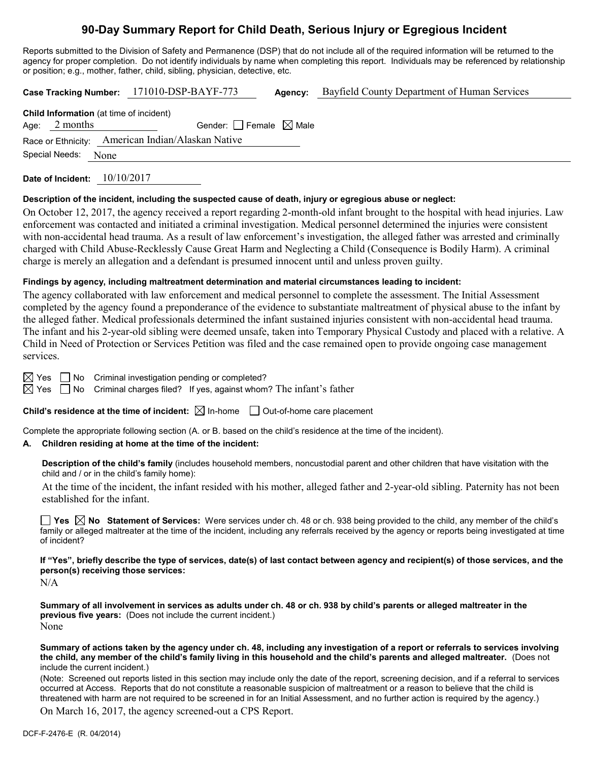# 90-Day Summary Report for Child Death, Serious Injury or Egregious Incident

Reports submitted to the Division of Safety and Permanence (DSP) that do not include all of the required information will be returned to the agency for proper completion. Do not identify individuals by name when completing this report. Individuals may be referenced by relationship or position; e.g., mother, father, child, sibling, physician, detective, etc.

**Case Tracking Number:** 171010-DSP-BAYF-773 **Agency:** Bayfield County Department of Human Services

**Child Information** (at time of incident)

Age: 2 months Gender: ☐ Female ☒ Male

Race or Ethnicity: American Indian/Alaskan Native

Special Needs: None

**Date of Incident:** 10/10/2017

**Description of the incident, including the suspected cause of death, injury or egregious abuse or neglect:**

On October 12, 2017, the agency received a report regarding 2-month-old infant brought to the hospital with head injuries. Law enforcement was contacted and initiated a criminal investigation. Medical personnel determined the injuries were consistent with non-accidental head trauma. As a result of law enforcement's investigation, the alleged father was arrested and criminally charged with Child Abuse-Recklessly Cause Great Harm and Neglecting a Child (Consequence is Bodily Harm). A criminal charge is merely an allegation and a defendant is presumed innocent until and unless proven guilty.

**Findings by agency, including maltreatment determination and material circumstances leading to incident:**

The agency collaborated with law enforcement and medical personnel to complete the assessment. The Initial Assessment completed by the agency found a preponderance of the evidence to substantiate maltreatment of physical abuse to the infant by the alleged father. Medical professionals determined the infant sustained injuries consistent with non-accidental head trauma. The infant and his 2-year-old sibling were deemed unsafe, taken into Temporary Physical Custody and placed with a relative. A Child in Need of Protection or Services Petition was filed and the case remained open to provide ongoing case management services.

☒ Yes ☐ No Criminal investigation pending or completed?

☒ Yes ☐ No Criminal charges filed? If yes, against whom? The infant's father

**Child's residence at the time of incident:** ☒ In-home ☐ Out-of-home care placement

Complete the appropriate following section (A. or B. based on the child's residence at the time of the incident).

**A. Children residing at home at the time of the incident:**

**Description of the child's family** (includes household members, noncustodial parent and other children that have visitation with the child and / or in the child's family home):

At the time of the incident, the infant resided with his mother, alleged father and 2-year-old sibling. Paternity has not been established for the infant.

☐ **Yes** ☒ **No Statement of Services:** Were services under ch. 48 or ch. 938 being provided to the child, any member of the child's family or alleged maltreater at the time of the incident, including any referrals received by the agency or reports being investigated at time of incident?

**If "Yes", briefly describe the type of services, date(s) of last contact between agency and recipient(s) of those services, and the person(s) receiving those services:**

N/A

**Summary of all involvement in services as adults under ch. 48 or ch. 938 by child's parents or alleged maltreater in the previous five years:** (Does not include the current incident.)

None

**Summary of actions taken by the agency under ch. 48, including any investigation of a report or referrals to services involving the child, any member of the child's family living in this household and the child's parents and alleged maltreater.** (Does not include the current incident.)

(Note: Screened out reports listed in this section may include only the date of the report, screening decision, and if a referral to services occurred at Access. Reports that do not constitute a reasonable suspicion of maltreatment or a reason to believe that the child is threatened with harm are not required to be screened in for an Initial Assessment, and no further action is required by the agency.)

On March 16, 2017, the agency screened-out a CPS Report.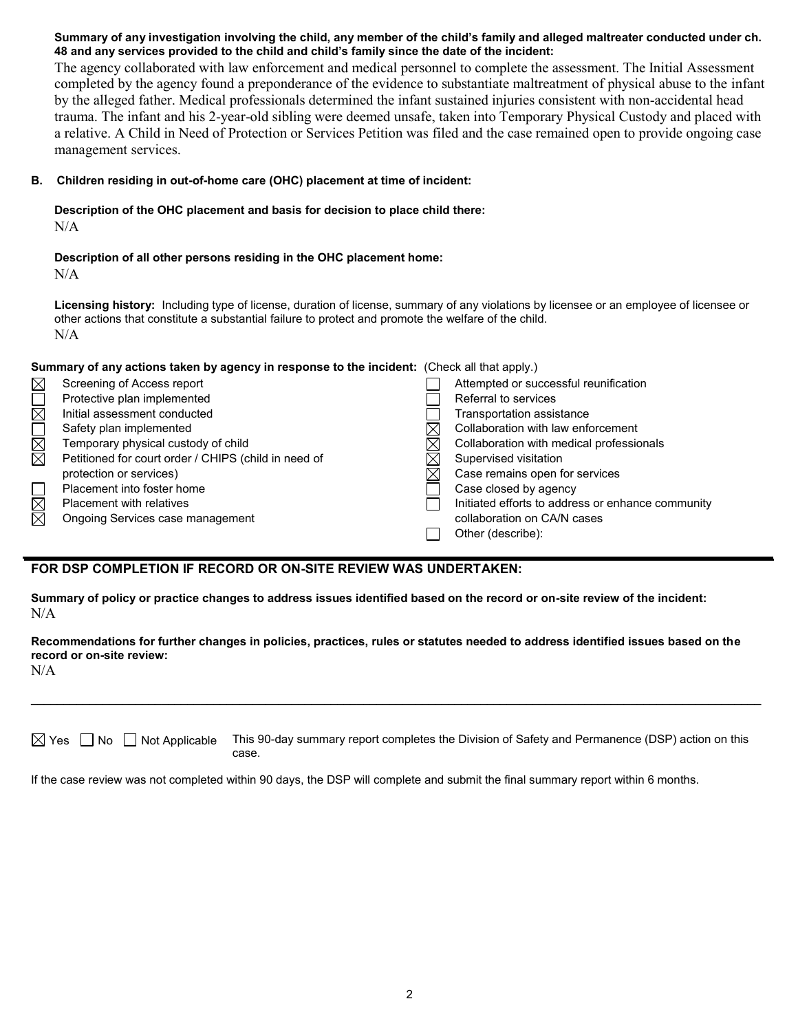**Summary of any investigation involving the child, any member of the child's family and alleged maltreater conducted under ch. 48 and any services provided to the child and child's family since the date of the incident:**

The agency collaborated with law enforcement and medical personnel to complete the assessment. The Initial Assessment completed by the agency found a preponderance of the evidence to substantiate maltreatment of physical abuse to the infant by the alleged father. Medical professionals determined the infant sustained injuries consistent with non-accidental head trauma. The infant and his 2-year-old sibling were deemed unsafe, taken into Temporary Physical Custody and placed with a relative. A Child in Need of Protection or Services Petition was filed and the case remained open to provide ongoing case management services.

**B. Children residing in out-of-home care (OHC) placement at time of incident:**

**Description of the OHC placement and basis for decision to place child there:**
N/A

**Description of all other persons residing in the OHC placement home:**
N/A

**Licensing history:** Including type of license, duration of license, summary of any violations by licensee or an employee of licensee or other actions that constitute a substantial failure to protect and promote the welfare of the child.
N/A

**Summary of any actions taken by agency in response to the incident:** (Check all that apply.)

- ☒ Screening of Access report
- ☐ Protective plan implemented
- ☒ Initial assessment conducted
- ☐ Safety plan implemented
- ☒ Temporary physical custody of child
- ☒ Petitioned for court order / CHIPS (child in need of protection or services)
- ☐ Placement into foster home
- ☒ Placement with relatives
- ☒ Ongoing Services case management
- ☐ Attempted or successful reunification
- ☐ Referral to services
- ☐ Transportation assistance
- ☒ Collaboration with law enforcement
- ☒ Collaboration with medical professionals
- ☒ Supervised visitation
- ☒ Case remains open for services
- ☐ Case closed by agency
- ☐ Initiated efforts to address or enhance community collaboration on CA/N cases
- ☐ Other (describe):

## FOR DSP COMPLETION IF RECORD OR ON-SITE REVIEW WAS UNDERTAKEN:

**Summary of policy or practice changes to address issues identified based on the record or on-site review of the incident:**
N/A

**Recommendations for further changes in policies, practices, rules or statutes needed to address identified issues based on the record or on-site review:**
N/A

---

☒ Yes ☐ No ☐ Not Applicable This 90-day summary report completes the Division of Safety and Permanence (DSP) action on this case.

If the case review was not completed within 90 days, the DSP will complete and submit the final summary report within 6 months.